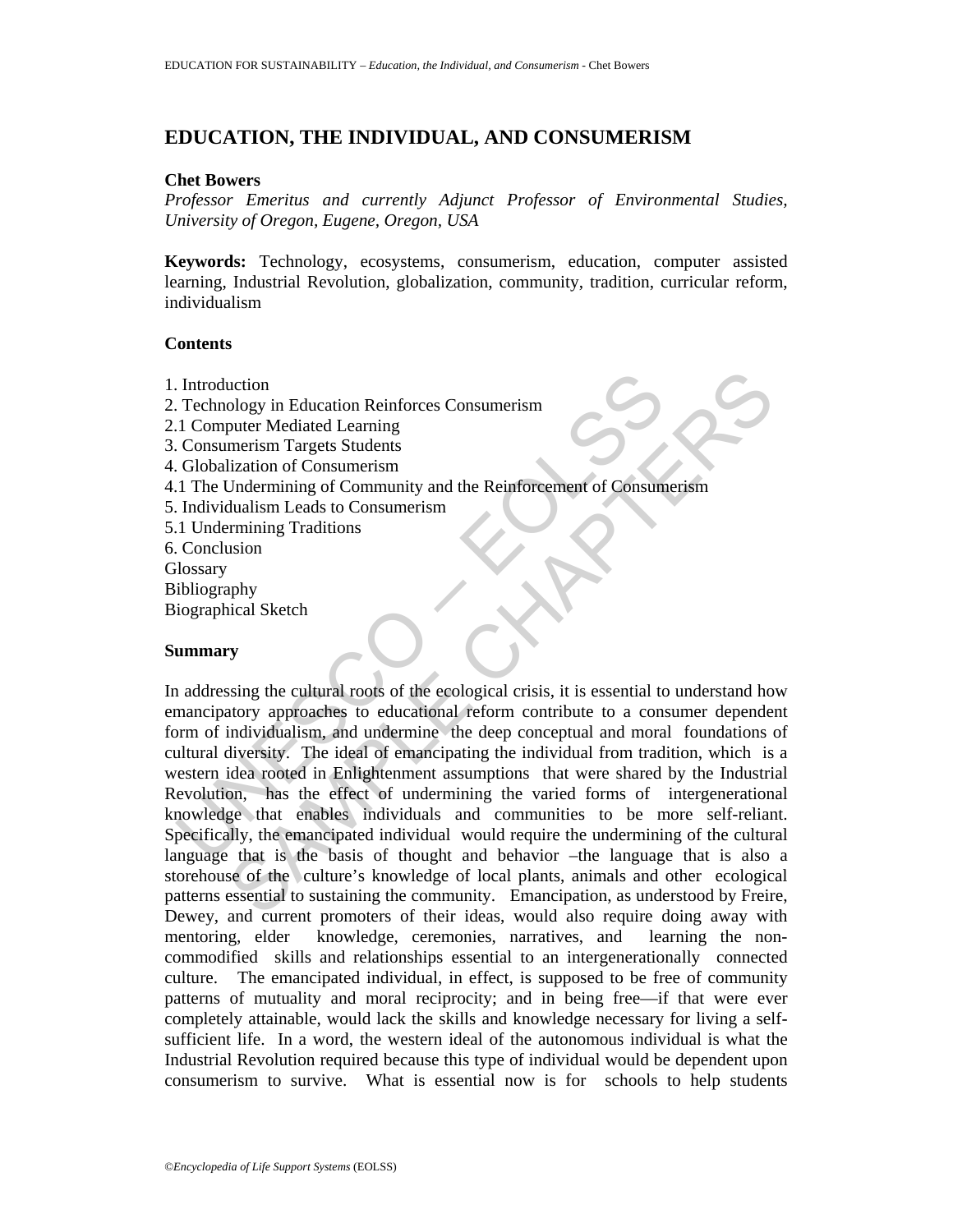# EDUCATION, THE INDIVIDUAL, AND CONSUMERISM

**Chet Bowers**

*Professor Emeritus and currently Adjunct Professor of Environmental Studies, University of Oregon, Eugene, Oregon, USA*

**Keywords:** Technology, ecosystems, consumerism, education, computer assisted learning, Industrial Revolution, globalization, community, tradition, curricular reform, individualism

## Contents

1. Introduction
2. Technology in Education Reinforces Consumerism
2.1 Computer Mediated Learning
3. Consumerism Targets Students
4. Globalization of Consumerism
4.1 The Undermining of Community and the Reinforcement of Consumerism
5. Individualism Leads to Consumerism
5.1 Undermining Traditions
6. Conclusion
Glossary
Bibliography
Biographical Sketch

## Summary

In addressing the cultural roots of the ecological crisis, it is essential to understand how emancipatory approaches to educational reform contribute to a consumer dependent form of individualism, and undermine the deep conceptual and moral foundations of cultural diversity. The ideal of emancipating the individual from tradition, which is a western idea rooted in Enlightenment assumptions that were shared by the Industrial Revolution, has the effect of undermining the varied forms of intergenerational knowledge that enables individuals and communities to be more self-reliant. Specifically, the emancipated individual would require the undermining of the cultural language that is the basis of thought and behavior –the language that is also a storehouse of the culture's knowledge of local plants, animals and other ecological patterns essential to sustaining the community. Emancipation, as understood by Freire, Dewey, and current promoters of their ideas, would also require doing away with mentoring, elder knowledge, ceremonies, narratives, and learning the non-commodified skills and relationships essential to an intergenerationally connected culture. The emancipated individual, in effect, is supposed to be free of community patterns of mutuality and moral reciprocity; and in being free—if that were ever completely attainable, would lack the skills and knowledge necessary for living a self-sufficient life. In a word, the western ideal of the autonomous individual is what the Industrial Revolution required because this type of individual would be dependent upon consumerism to survive. What is essential now is for schools to help students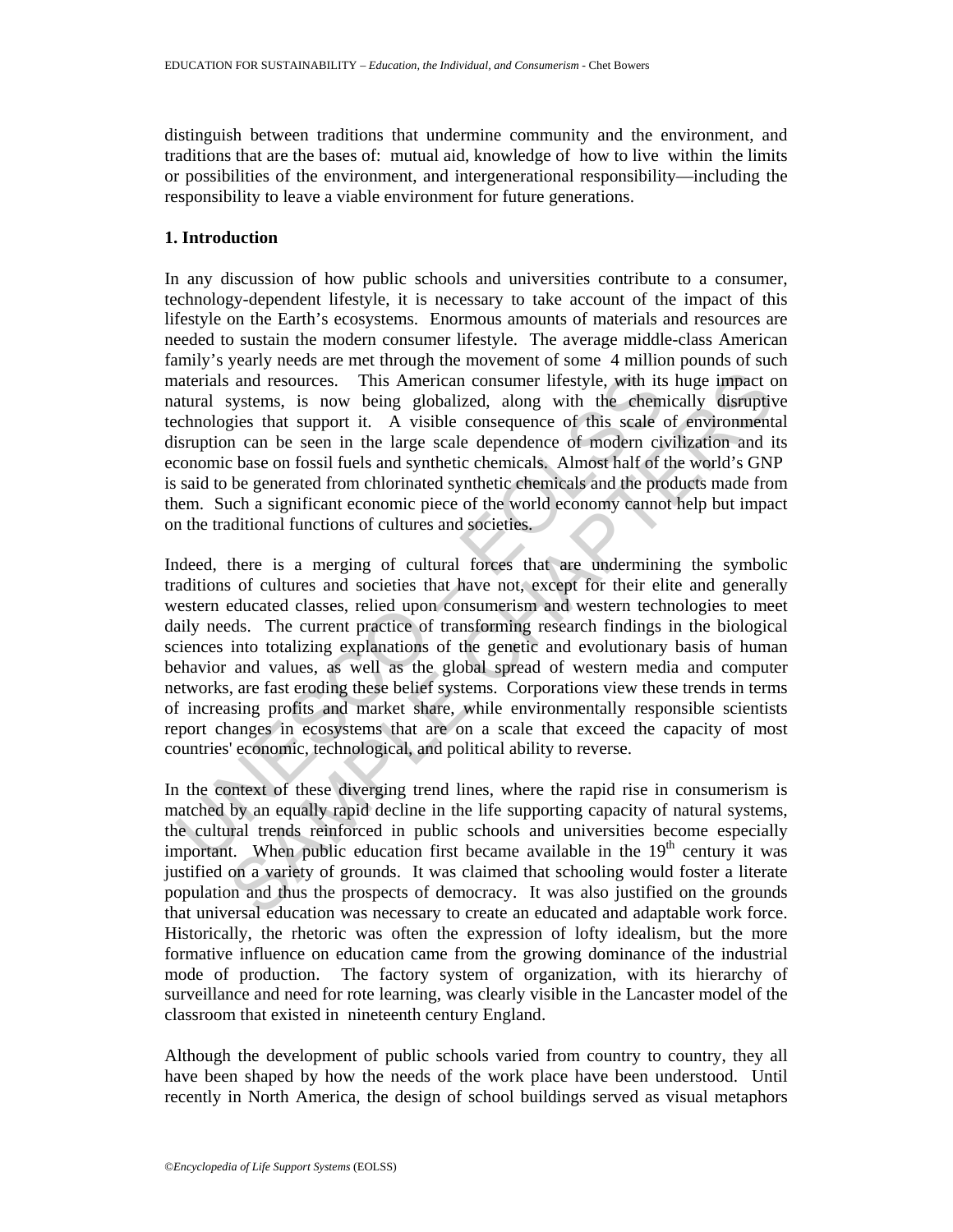distinguish between traditions that undermine community and the environment, and traditions that are the bases of: mutual aid, knowledge of how to live within the limits or possibilities of the environment, and intergenerational responsibility—including the responsibility to leave a viable environment for future generations.

## 1. Introduction

In any discussion of how public schools and universities contribute to a consumer, technology-dependent lifestyle, it is necessary to take account of the impact of this lifestyle on the Earth's ecosystems. Enormous amounts of materials and resources are needed to sustain the modern consumer lifestyle. The average middle-class American family's yearly needs are met through the movement of some 4 million pounds of such materials and resources. This American consumer lifestyle, with its huge impact on natural systems, is now being globalized, along with the chemically disruptive technologies that support it. A visible consequence of this scale of environmental disruption can be seen in the large scale dependence of modern civilization and its economic base on fossil fuels and synthetic chemicals. Almost half of the world's GNP is said to be generated from chlorinated synthetic chemicals and the products made from them. Such a significant economic piece of the world economy cannot help but impact on the traditional functions of cultures and societies.

Indeed, there is a merging of cultural forces that are undermining the symbolic traditions of cultures and societies that have not, except for their elite and generally western educated classes, relied upon consumerism and western technologies to meet daily needs. The current practice of transforming research findings in the biological sciences into totalizing explanations of the genetic and evolutionary basis of human behavior and values, as well as the global spread of western media and computer networks, are fast eroding these belief systems. Corporations view these trends in terms of increasing profits and market share, while environmentally responsible scientists report changes in ecosystems that are on a scale that exceed the capacity of most countries' economic, technological, and political ability to reverse.

In the context of these diverging trend lines, where the rapid rise in consumerism is matched by an equally rapid decline in the life supporting capacity of natural systems, the cultural trends reinforced in public schools and universities become especially important. When public education first became available in the 19th century it was justified on a variety of grounds. It was claimed that schooling would foster a literate population and thus the prospects of democracy. It was also justified on the grounds that universal education was necessary to create an educated and adaptable work force. Historically, the rhetoric was often the expression of lofty idealism, but the more formative influence on education came from the growing dominance of the industrial mode of production. The factory system of organization, with its hierarchy of surveillance and need for rote learning, was clearly visible in the Lancaster model of the classroom that existed in nineteenth century England.

Although the development of public schools varied from country to country, they all have been shaped by how the needs of the work place have been understood. Until recently in North America, the design of school buildings served as visual metaphors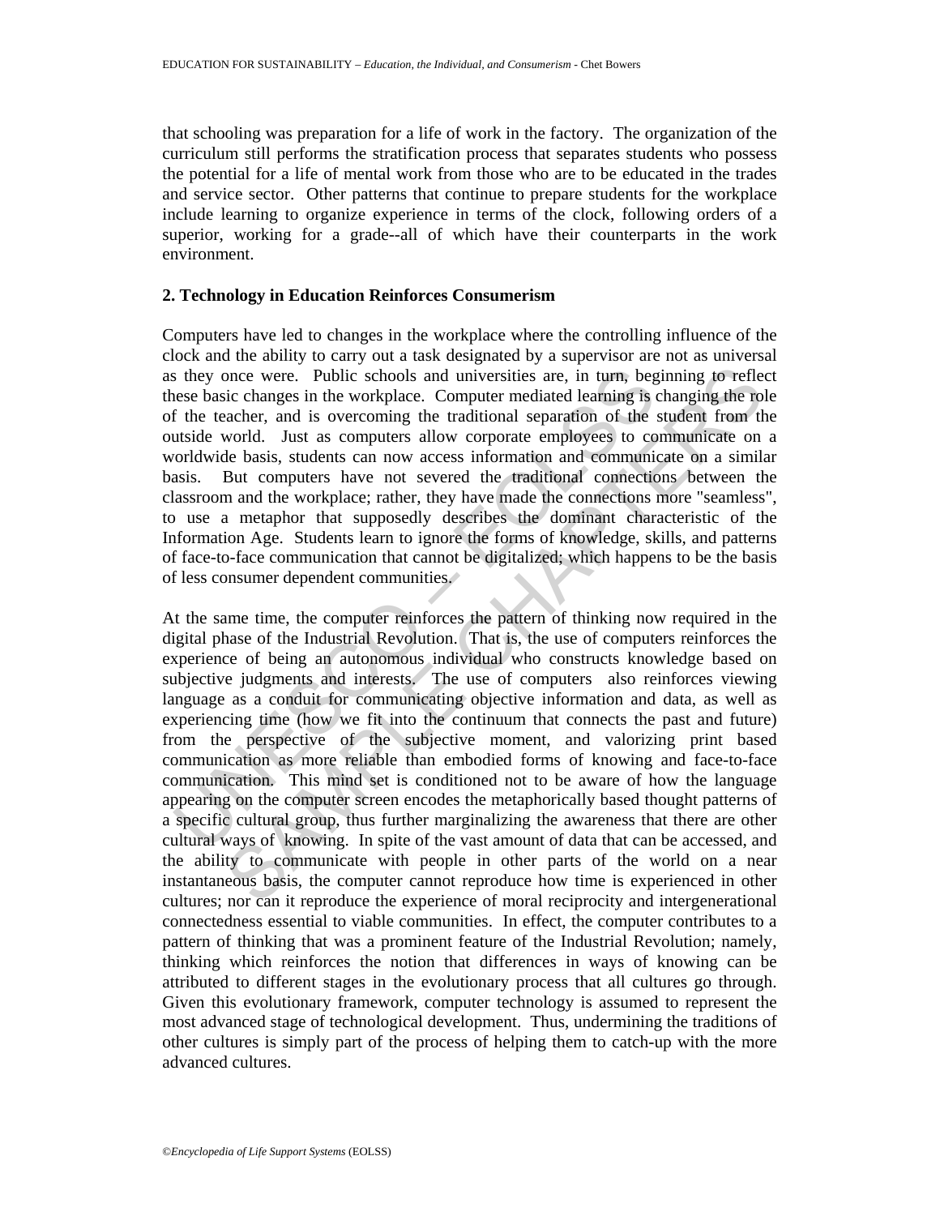that schooling was preparation for a life of work in the factory. The organization of the curriculum still performs the stratification process that separates students who possess the potential for a life of mental work from those who are to be educated in the trades and service sector. Other patterns that continue to prepare students for the workplace include learning to organize experience in terms of the clock, following orders of a superior, working for a grade--all of which have their counterparts in the work environment.

## 2. Technology in Education Reinforces Consumerism

Computers have led to changes in the workplace where the controlling influence of the clock and the ability to carry out a task designated by a supervisor are not as universal as they once were. Public schools and universities are, in turn, beginning to reflect these basic changes in the workplace. Computer mediated learning is changing the role of the teacher, and is overcoming the traditional separation of the student from the outside world. Just as computers allow corporate employees to communicate on a worldwide basis, students can now access information and communicate on a similar basis. But computers have not severed the traditional connections between the classroom and the workplace; rather, they have made the connections more "seamless", to use a metaphor that supposedly describes the dominant characteristic of the Information Age. Students learn to ignore the forms of knowledge, skills, and patterns of face-to-face communication that cannot be digitalized; which happens to be the basis of less consumer dependent communities.

At the same time, the computer reinforces the pattern of thinking now required in the digital phase of the Industrial Revolution. That is, the use of computers reinforces the experience of being an autonomous individual who constructs knowledge based on subjective judgments and interests. The use of computers also reinforces viewing language as a conduit for communicating objective information and data, as well as experiencing time (how we fit into the continuum that connects the past and future) from the perspective of the subjective moment, and valorizing print based communication as more reliable than embodied forms of knowing and face-to-face communication. This mind set is conditioned not to be aware of how the language appearing on the computer screen encodes the metaphorically based thought patterns of a specific cultural group, thus further marginalizing the awareness that there are other cultural ways of knowing. In spite of the vast amount of data that can be accessed, and the ability to communicate with people in other parts of the world on a near instantaneous basis, the computer cannot reproduce how time is experienced in other cultures; nor can it reproduce the experience of moral reciprocity and intergenerational connectedness essential to viable communities. In effect, the computer contributes to a pattern of thinking that was a prominent feature of the Industrial Revolution; namely, thinking which reinforces the notion that differences in ways of knowing can be attributed to different stages in the evolutionary process that all cultures go through. Given this evolutionary framework, computer technology is assumed to represent the most advanced stage of technological development. Thus, undermining the traditions of other cultures is simply part of the process of helping them to catch-up with the more advanced cultures.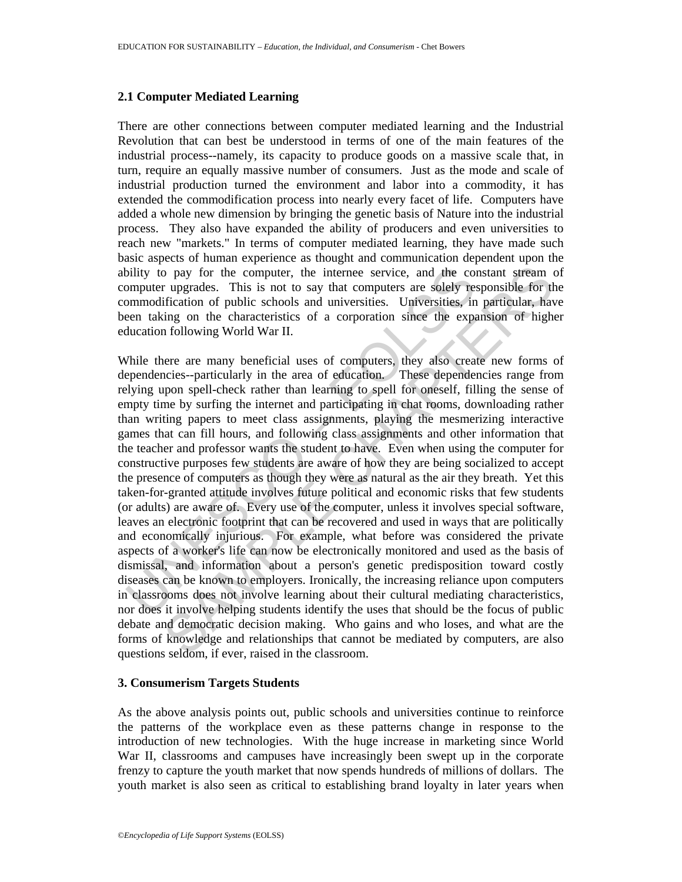## 2.1 Computer Mediated Learning

There are other connections between computer mediated learning and the Industrial Revolution that can best be understood in terms of one of the main features of the industrial process--namely, its capacity to produce goods on a massive scale that, in turn, require an equally massive number of consumers. Just as the mode and scale of industrial production turned the environment and labor into a commodity, it has extended the commodification process into nearly every facet of life. Computers have added a whole new dimension by bringing the genetic basis of Nature into the industrial process. They also have expanded the ability of producers and even universities to reach new "markets." In terms of computer mediated learning, they have made such basic aspects of human experience as thought and communication dependent upon the ability to pay for the computer, the internee service, and the constant stream of computer upgrades. This is not to say that computers are solely responsible for the commodification of public schools and universities. Universities, in particular, have been taking on the characteristics of a corporation since the expansion of higher education following World War II.

While there are many beneficial uses of computers, they also create new forms of dependencies--particularly in the area of education. These dependencies range from relying upon spell-check rather than learning to spell for oneself, filling the sense of empty time by surfing the internet and participating in chat rooms, downloading rather than writing papers to meet class assignments, playing the mesmerizing interactive games that can fill hours, and following class assignments and other information that the teacher and professor wants the student to have. Even when using the computer for constructive purposes few students are aware of how they are being socialized to accept the presence of computers as though they were as natural as the air they breath. Yet this taken-for-granted attitude involves future political and economic risks that few students (or adults) are aware of. Every use of the computer, unless it involves special software, leaves an electronic footprint that can be recovered and used in ways that are politically and economically injurious. For example, what before was considered the private aspects of a worker's life can now be electronically monitored and used as the basis of dismissal, and information about a person's genetic predisposition toward costly diseases can be known to employers. Ironically, the increasing reliance upon computers in classrooms does not involve learning about their cultural mediating characteristics, nor does it involve helping students identify the uses that should be the focus of public debate and democratic decision making. Who gains and who loses, and what are the forms of knowledge and relationships that cannot be mediated by computers, are also questions seldom, if ever, raised in the classroom.

## 3. Consumerism Targets Students

As the above analysis points out, public schools and universities continue to reinforce the patterns of the workplace even as these patterns change in response to the introduction of new technologies. With the huge increase in marketing since World War II, classrooms and campuses have increasingly been swept up in the corporate frenzy to capture the youth market that now spends hundreds of millions of dollars. The youth market is also seen as critical to establishing brand loyalty in later years when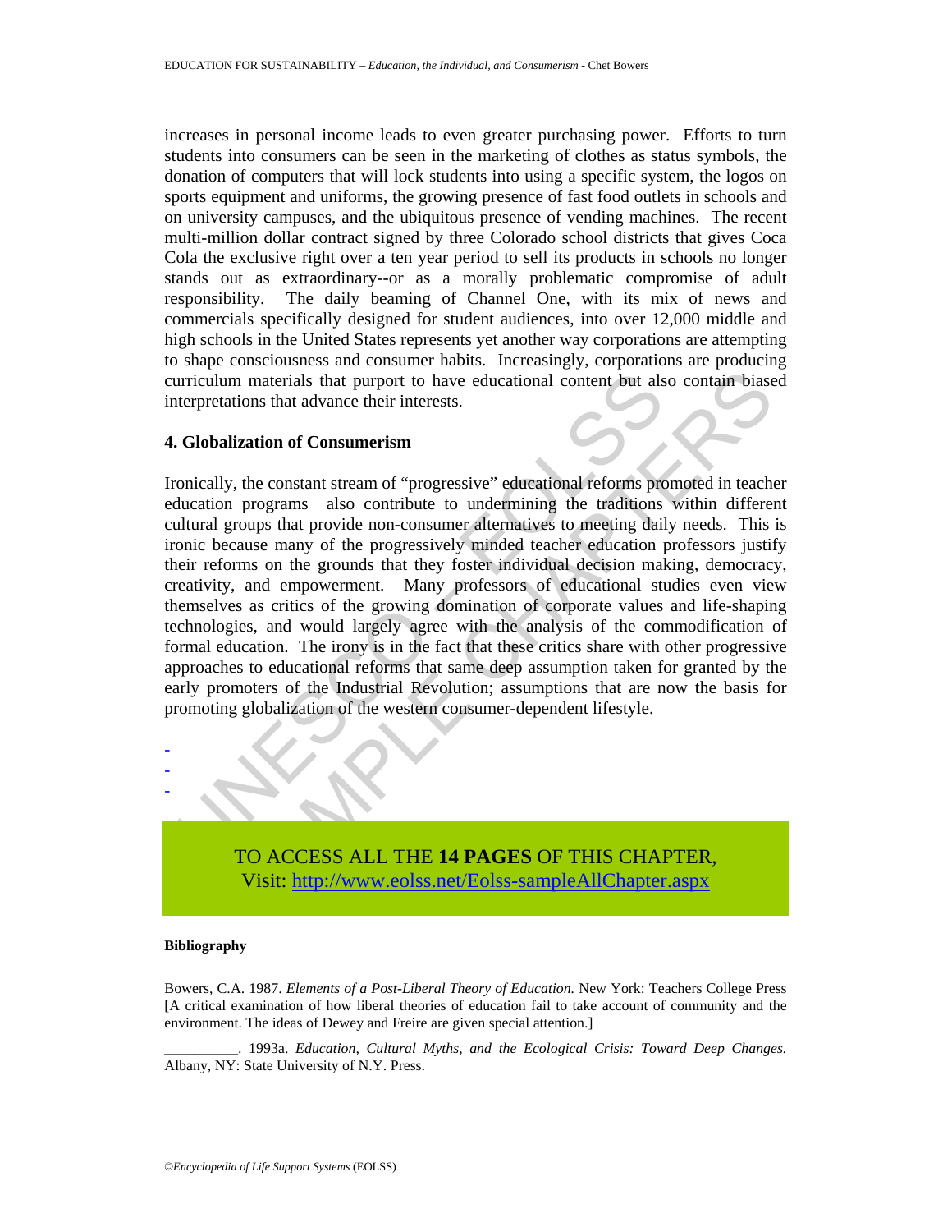increases in personal income leads to even greater purchasing power. Efforts to turn students into consumers can be seen in the marketing of clothes as status symbols, the donation of computers that will lock students into using a specific system, the logos on sports equipment and uniforms, the growing presence of fast food outlets in schools and on university campuses, and the ubiquitous presence of vending machines. The recent multi-million dollar contract signed by three Colorado school districts that gives Coca Cola the exclusive right over a ten year period to sell its products in schools no longer stands out as extraordinary--or as a morally problematic compromise of adult responsibility. The daily beaming of Channel One, with its mix of news and commercials specifically designed for student audiences, into over 12,000 middle and high schools in the United States represents yet another way corporations are attempting to shape consciousness and consumer habits. Increasingly, corporations are producing curriculum materials that purport to have educational content but also contain biased interpretations that advance their interests.

## 4. Globalization of Consumerism

Ironically, the constant stream of "progressive" educational reforms promoted in teacher education programs also contribute to undermining the traditions within different cultural groups that provide non-consumer alternatives to meeting daily needs. This is ironic because many of the progressively minded teacher education professors justify their reforms on the grounds that they foster individual decision making, democracy, creativity, and empowerment. Many professors of educational studies even view themselves as critics of the growing domination of corporate values and life-shaping technologies, and would largely agree with the analysis of the commodification of formal education. The irony is in the fact that these critics share with other progressive approaches to educational reforms that same deep assumption taken for granted by the early promoters of the Industrial Revolution; assumptions that are now the basis for promoting globalization of the western consumer-dependent lifestyle.

-
-
-

TO ACCESS ALL THE **14 PAGES** OF THIS CHAPTER,
Visit: http://www.eolss.net/Eolss-sampleAllChapter.aspx

**Bibliography**

Bowers, C.A. 1987. *Elements of a Post-Liberal Theory of Education.* New York: Teachers College Press [A critical examination of how liberal theories of education fail to take account of community and the environment. The ideas of Dewey and Freire are given special attention.]

__________. 1993a. *Education, Cultural Myths, and the Ecological Crisis: Toward Deep Changes.* Albany, NY: State University of N.Y. Press.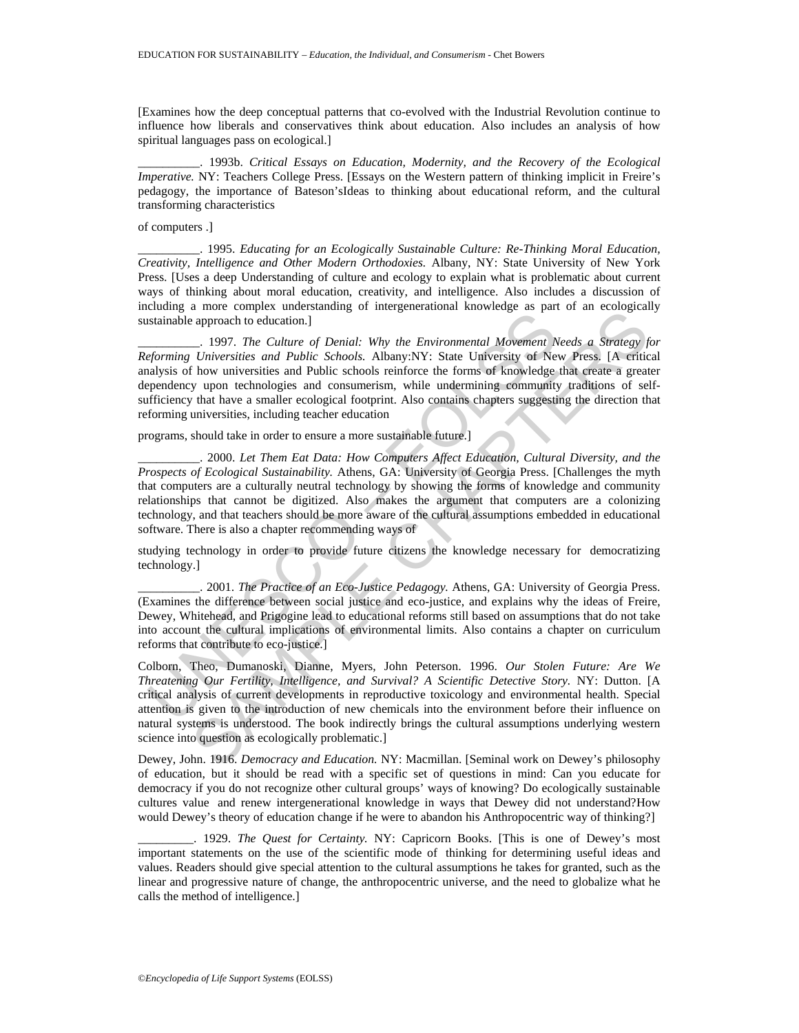[Examines how the deep conceptual patterns that co-evolved with the Industrial Revolution continue to influence how liberals and conservatives think about education. Also includes an analysis of how spiritual languages pass on ecological.]

__________. 1993b. *Critical Essays on Education, Modernity, and the Recovery of the Ecological Imperative.* NY: Teachers College Press. [Essays on the Western pattern of thinking implicit in Freire's pedagogy, the importance of Bateson'sIdeas to thinking about educational reform, and the cultural transforming characteristics

of computers .]

__________. 1995. *Educating for an Ecologically Sustainable Culture: Re-Thinking Moral Education, Creativity, Intelligence and Other Modern Orthodoxies.* Albany, NY: State University of New York Press. [Uses a deep Understanding of culture and ecology to explain what is problematic about current ways of thinking about moral education, creativity, and intelligence. Also includes a discussion of including a more complex understanding of intergenerational knowledge as part of an ecologically sustainable approach to education.]

__________. 1997. *The Culture of Denial: Why the Environmental Movement Needs a Strategy for Reforming Universities and Public Schools.* Albany:NY: State University of New Press. [A critical analysis of how universities and Public schools reinforce the forms of knowledge that create a greater dependency upon technologies and consumerism, while undermining community traditions of self-sufficiency that have a smaller ecological footprint. Also contains chapters suggesting the direction that reforming universities, including teacher education

programs, should take in order to ensure a more sustainable future.]

__________. 2000. *Let Them Eat Data: How Computers Affect Education, Cultural Diversity, and the Prospects of Ecological Sustainability.* Athens, GA: University of Georgia Press. [Challenges the myth that computers are a culturally neutral technology by showing the forms of knowledge and community relationships that cannot be digitized. Also makes the argument that computers are a colonizing technology, and that teachers should be more aware of the cultural assumptions embedded in educational software. There is also a chapter recommending ways of

studying technology in order to provide future citizens the knowledge necessary for democratizing technology.]

__________. 2001. *The Practice of an Eco-Justice Pedagogy.* Athens, GA: University of Georgia Press. (Examines the difference between social justice and eco-justice, and explains why the ideas of Freire, Dewey, Whitehead, and Prigogine lead to educational reforms still based on assumptions that do not take into account the cultural implications of environmental limits. Also contains a chapter on curriculum reforms that contribute to eco-justice.]

Colborn, Theo, Dumanoski, Dianne, Myers, John Peterson. 1996. *Our Stolen Future: Are We Threatening Our Fertility, Intelligence, and Survival? A Scientific Detective Story.* NY: Dutton. [A critical analysis of current developments in reproductive toxicology and environmental health. Special attention is given to the introduction of new chemicals into the environment before their influence on natural systems is understood. The book indirectly brings the cultural assumptions underlying western science into question as ecologically problematic.]

Dewey, John. 1916. *Democracy and Education.* NY: Macmillan. [Seminal work on Dewey's philosophy of education, but it should be read with a specific set of questions in mind: Can you educate for democracy if you do not recognize other cultural groups' ways of knowing? Do ecologically sustainable cultures value and renew intergenerational knowledge in ways that Dewey did not understand?How would Dewey's theory of education change if he were to abandon his Anthropocentric way of thinking?]

_________. 1929. *The Quest for Certainty.* NY: Capricorn Books. [This is one of Dewey's most important statements on the use of the scientific mode of thinking for determining useful ideas and values. Readers should give special attention to the cultural assumptions he takes for granted, such as the linear and progressive nature of change, the anthropocentric universe, and the need to globalize what he calls the method of intelligence.]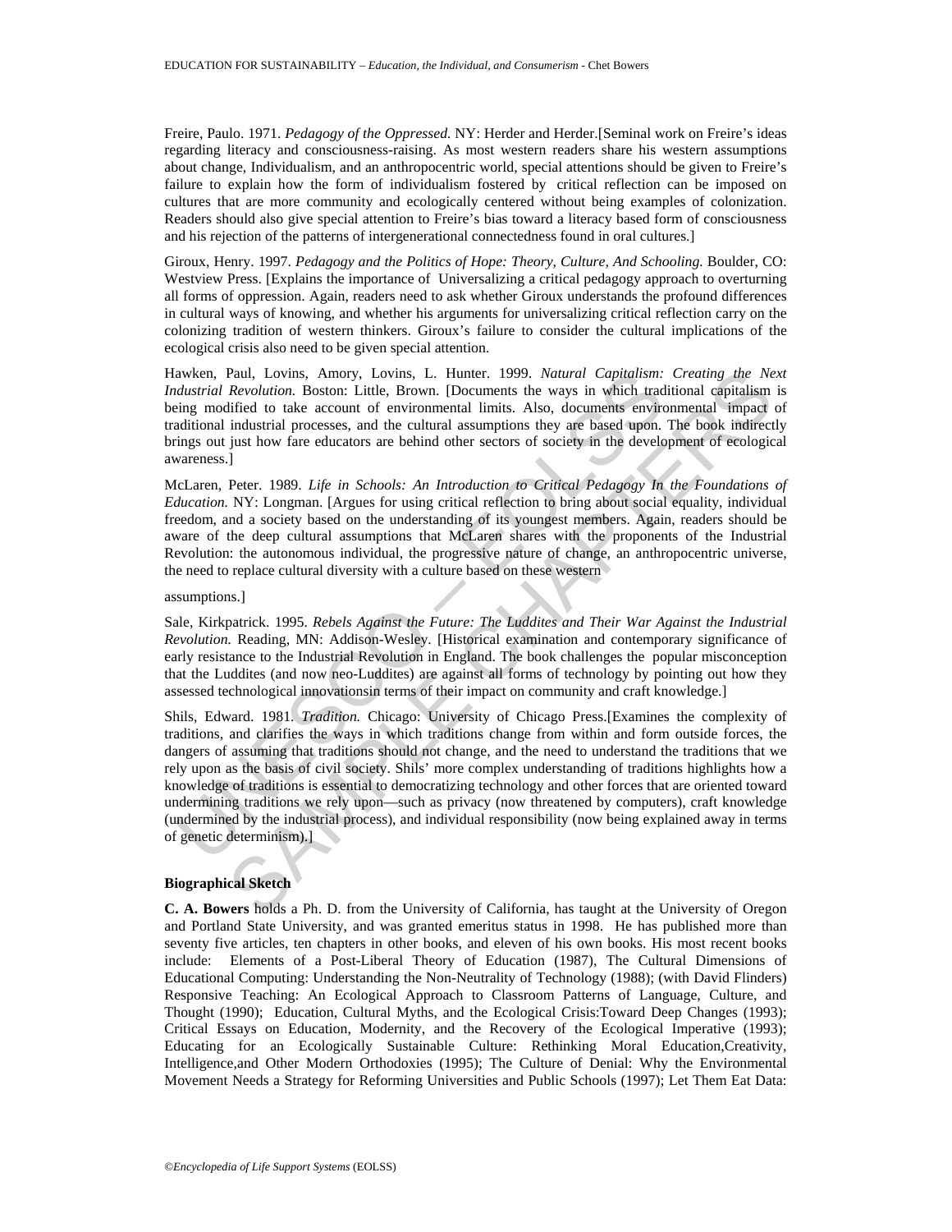Freire, Paulo. 1971. *Pedagogy of the Oppressed.* NY: Herder and Herder.[Seminal work on Freire's ideas regarding literacy and consciousness-raising. As most western readers share his western assumptions about change, Individualism, and an anthropocentric world, special attentions should be given to Freire's failure to explain how the form of individualism fostered by critical reflection can be imposed on cultures that are more community and ecologically centered without being examples of colonization. Readers should also give special attention to Freire's bias toward a literacy based form of consciousness and his rejection of the patterns of intergenerational connectedness found in oral cultures.]

Giroux, Henry. 1997. *Pedagogy and the Politics of Hope: Theory, Culture, And Schooling.* Boulder, CO: Westview Press. [Explains the importance of Universalizing a critical pedagogy approach to overturning all forms of oppression. Again, readers need to ask whether Giroux understands the profound differences in cultural ways of knowing, and whether his arguments for universalizing critical reflection carry on the colonizing tradition of western thinkers. Giroux's failure to consider the cultural implications of the ecological crisis also need to be given special attention.

Hawken, Paul, Lovins, Amory, Lovins, L. Hunter. 1999. *Natural Capitalism: Creating the Next Industrial Revolution.* Boston: Little, Brown. [Documents the ways in which traditional capitalism is being modified to take account of environmental limits. Also, documents environmental impact of traditional industrial processes, and the cultural assumptions they are based upon. The book indirectly brings out just how fare educators are behind other sectors of society in the development of ecological awareness.]

McLaren, Peter. 1989. *Life in Schools: An Introduction to Critical Pedagogy In the Foundations of Education.* NY: Longman. [Argues for using critical reflection to bring about social equality, individual freedom, and a society based on the understanding of its youngest members. Again, readers should be aware of the deep cultural assumptions that McLaren shares with the proponents of the Industrial Revolution: the autonomous individual, the progressive nature of change, an anthropocentric universe, the need to replace cultural diversity with a culture based on these western

assumptions.]

Sale, Kirkpatrick. 1995. *Rebels Against the Future: The Luddites and Their War Against the Industrial Revolution.* Reading, MN: Addison-Wesley. [Historical examination and contemporary significance of early resistance to the Industrial Revolution in England. The book challenges the popular misconception that the Luddites (and now neo-Luddites) are against all forms of technology by pointing out how they assessed technological innovationsin terms of their impact on community and craft knowledge.]

Shils, Edward. 1981. *Tradition.* Chicago: University of Chicago Press.[Examines the complexity of traditions, and clarifies the ways in which traditions change from within and form outside forces, the dangers of assuming that traditions should not change, and the need to understand the traditions that we rely upon as the basis of civil society. Shils' more complex understanding of traditions highlights how a knowledge of traditions is essential to democratizing technology and other forces that are oriented toward undermining traditions we rely upon—such as privacy (now threatened by computers), craft knowledge (undermined by the industrial process), and individual responsibility (now being explained away in terms of genetic determinism).]

**Biographical Sketch**

**C. A. Bowers** holds a Ph. D. from the University of California, has taught at the University of Oregon and Portland State University, and was granted emeritus status in 1998. He has published more than seventy five articles, ten chapters in other books, and eleven of his own books. His most recent books include: Elements of a Post-Liberal Theory of Education (1987), The Cultural Dimensions of Educational Computing: Understanding the Non-Neutrality of Technology (1988); (with David Flinders) Responsive Teaching: An Ecological Approach to Classroom Patterns of Language, Culture, and Thought (1990); Education, Cultural Myths, and the Ecological Crisis:Toward Deep Changes (1993); Critical Essays on Education, Modernity, and the Recovery of the Ecological Imperative (1993); Educating for an Ecologically Sustainable Culture: Rethinking Moral Education,Creativity, Intelligence,and Other Modern Orthodoxies (1995); The Culture of Denial: Why the Environmental Movement Needs a Strategy for Reforming Universities and Public Schools (1997); Let Them Eat Data: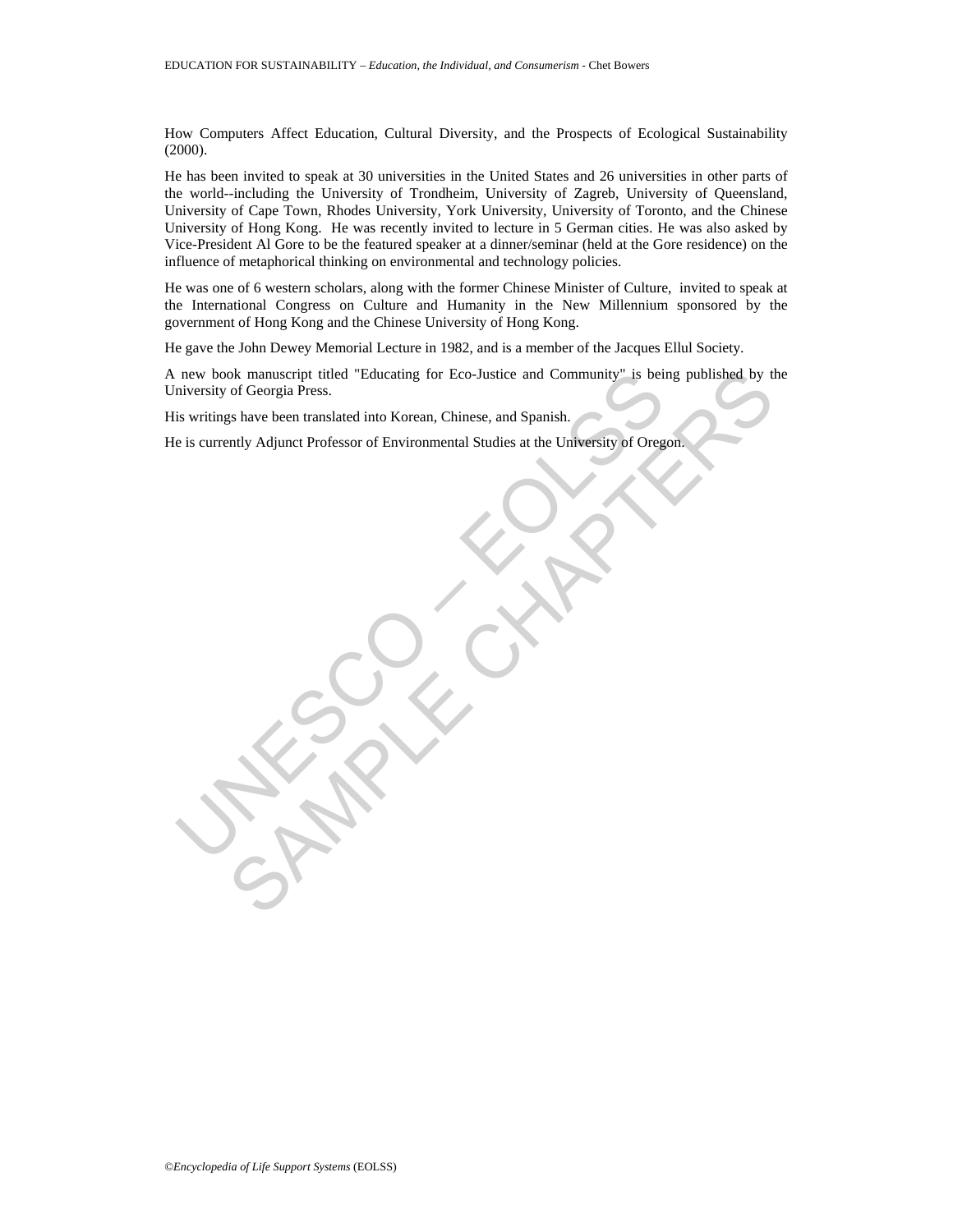How Computers Affect Education, Cultural Diversity, and the Prospects of Ecological Sustainability (2000).

He has been invited to speak at 30 universities in the United States and 26 universities in other parts of the world--including the University of Trondheim, University of Zagreb, University of Queensland, University of Cape Town, Rhodes University, York University, University of Toronto, and the Chinese University of Hong Kong. He was recently invited to lecture in 5 German cities. He was also asked by Vice-President Al Gore to be the featured speaker at a dinner/seminar (held at the Gore residence) on the influence of metaphorical thinking on environmental and technology policies.

He was one of 6 western scholars, along with the former Chinese Minister of Culture, invited to speak at the International Congress on Culture and Humanity in the New Millennium sponsored by the government of Hong Kong and the Chinese University of Hong Kong.

He gave the John Dewey Memorial Lecture in 1982, and is a member of the Jacques Ellul Society.

A new book manuscript titled "Educating for Eco-Justice and Community" is being published by the University of Georgia Press.

His writings have been translated into Korean, Chinese, and Spanish.

He is currently Adjunct Professor of Environmental Studies at the University of Oregon.